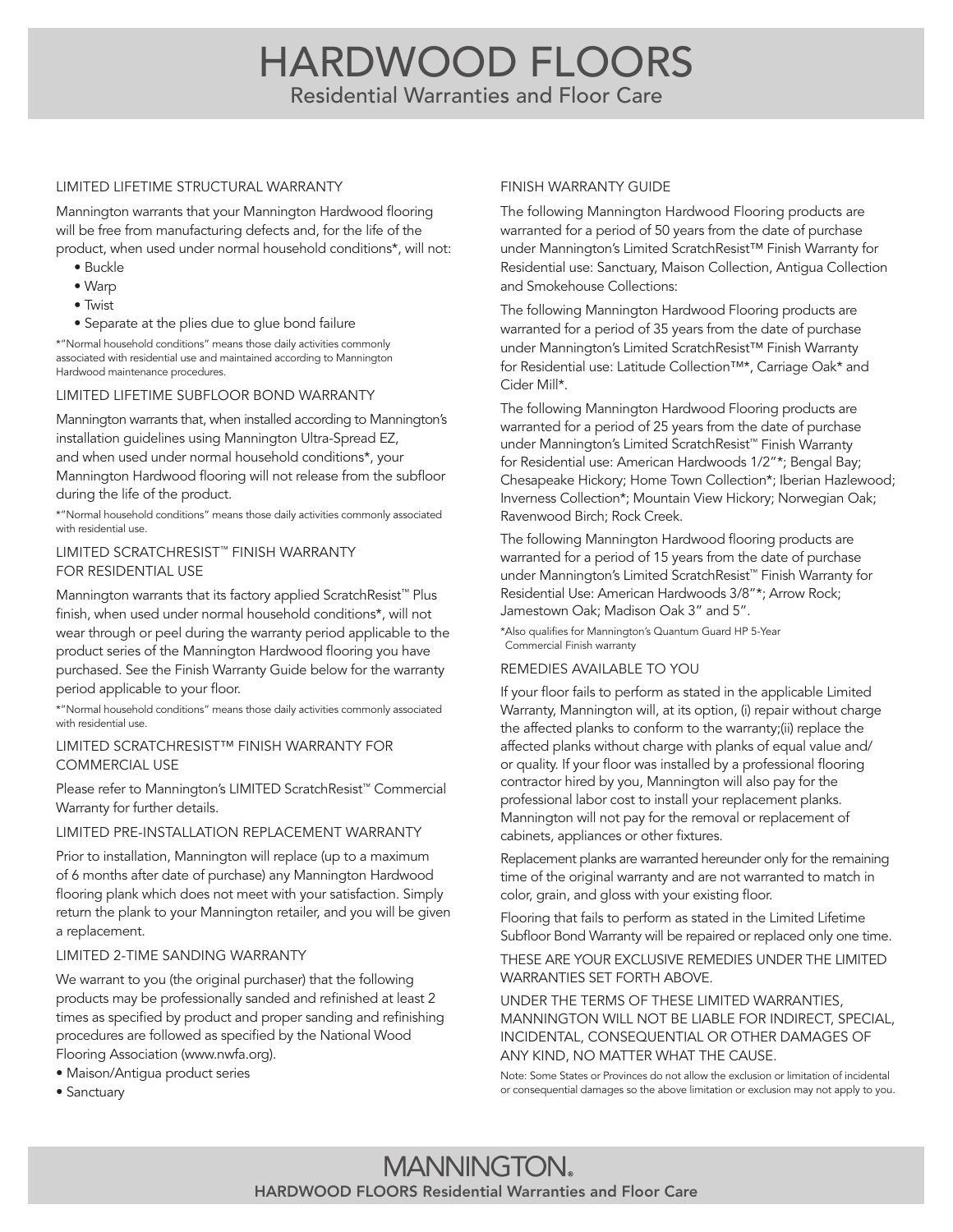# HARDWOOD FLOORS

## Residential Warranties and Floor Care

### LIMITED LIFETIME STRUCTURAL WARRANTY

Mannington warrants that your Mannington Hardwood flooring will be free from manufacturing defects and, for the life of the product, when used under normal household conditions*, will not:

- Buckle
- Warp
- Twist
- Separate at the plies due to glue bond failure

*"Normal household conditions" means those daily activities commonly associated with residential use and maintained according to Mannington Hardwood maintenance procedures.

### LIMITED LIFETIME SUBFLOOR BOND WARRANTY

Mannington warrants that, when installed according to Mannington's installation guidelines using Mannington Ultra-Spread EZ, and when used under normal household conditions*, your Mannington Hardwood flooring will not release from the subfloor during the life of the product.

*"Normal household conditions" means those daily activities commonly associated with residential use.

### LIMITED SCRATCHRESIST™ FINISH WARRANTY FOR RESIDENTIAL USE

Mannington warrants that its factory applied ScratchResist™ Plus finish, when used under normal household conditions*, will not wear through or peel during the warranty period applicable to the product series of the Mannington Hardwood flooring you have purchased. See the Finish Warranty Guide below for the warranty period applicable to your floor.

*"Normal household conditions" means those daily activities commonly associated with residential use.

### LIMITED SCRATCHRESIST™ FINISH WARRANTY FOR COMMERCIAL USE

Please refer to Mannington's LIMITED ScratchResist™ Commercial Warranty for further details.

### LIMITED PRE-INSTALLATION REPLACEMENT WARRANTY

Prior to installation, Mannington will replace (up to a maximum of 6 months after date of purchase) any Mannington Hardwood flooring plank which does not meet with your satisfaction. Simply return the plank to your Mannington retailer, and you will be given a replacement.

### LIMITED 2-TIME SANDING WARRANTY

We warrant to you (the original purchaser) that the following products may be professionally sanded and refinished at least 2 times as specified by product and proper sanding and refinishing procedures are followed as specified by the National Wood Flooring Association (www.nwfa.org).

- Maison/Antigua product series
- Sanctuary

### FINISH WARRANTY GUIDE

The following Mannington Hardwood Flooring products are warranted for a period of 50 years from the date of purchase under Mannington's Limited ScratchResist™ Finish Warranty for Residential use: Sanctuary, Maison Collection, Antigua Collection and Smokehouse Collections:

The following Mannington Hardwood Flooring products are warranted for a period of 35 years from the date of purchase under Mannington's Limited ScratchResist™ Finish Warranty for Residential use: Latitude Collection™*, Carriage Oak* and Cider Mill*.

The following Mannington Hardwood Flooring products are warranted for a period of 25 years from the date of purchase under Mannington's Limited ScratchResist™ Finish Warranty for Residential use: American Hardwoods 1/2"*; Bengal Bay; Chesapeake Hickory; Home Town Collection*; Iberian Hazlewood; Inverness Collection*; Mountain View Hickory; Norwegian Oak; Ravenwood Birch; Rock Creek.

The following Mannington Hardwood flooring products are warranted for a period of 15 years from the date of purchase under Mannington's Limited ScratchResist™ Finish Warranty for Residential Use: American Hardwoods 3/8"*; Arrow Rock; Jamestown Oak; Madison Oak 3" and 5".

*Also qualifies for Mannington's Quantum Guard HP 5-Year Commercial Finish warranty

### REMEDIES AVAILABLE TO YOU

If your floor fails to perform as stated in the applicable Limited Warranty, Mannington will, at its option, (i) repair without charge the affected planks to conform to the warranty;(ii) replace the affected planks without charge with planks of equal value and/or quality. If your floor was installed by a professional flooring contractor hired by you, Mannington will also pay for the professional labor cost to install your replacement planks. Mannington will not pay for the removal or replacement of cabinets, appliances or other fixtures.

Replacement planks are warranted hereunder only for the remaining time of the original warranty and are not warranted to match in color, grain, and gloss with your existing floor.

Flooring that fails to perform as stated in the Limited Lifetime Subfloor Bond Warranty will be repaired or replaced only one time.

THESE ARE YOUR EXCLUSIVE REMEDIES UNDER THE LIMITED WARRANTIES SET FORTH ABOVE.

UNDER THE TERMS OF THESE LIMITED WARRANTIES, MANNINGTON WILL NOT BE LIABLE FOR INDIRECT, SPECIAL, INCIDENTAL, CONSEQUENTIAL OR OTHER DAMAGES OF ANY KIND, NO MATTER WHAT THE CAUSE.

Note: Some States or Provinces do not allow the exclusion or limitation of incidental or consequential damages so the above limitation or exclusion may not apply to you.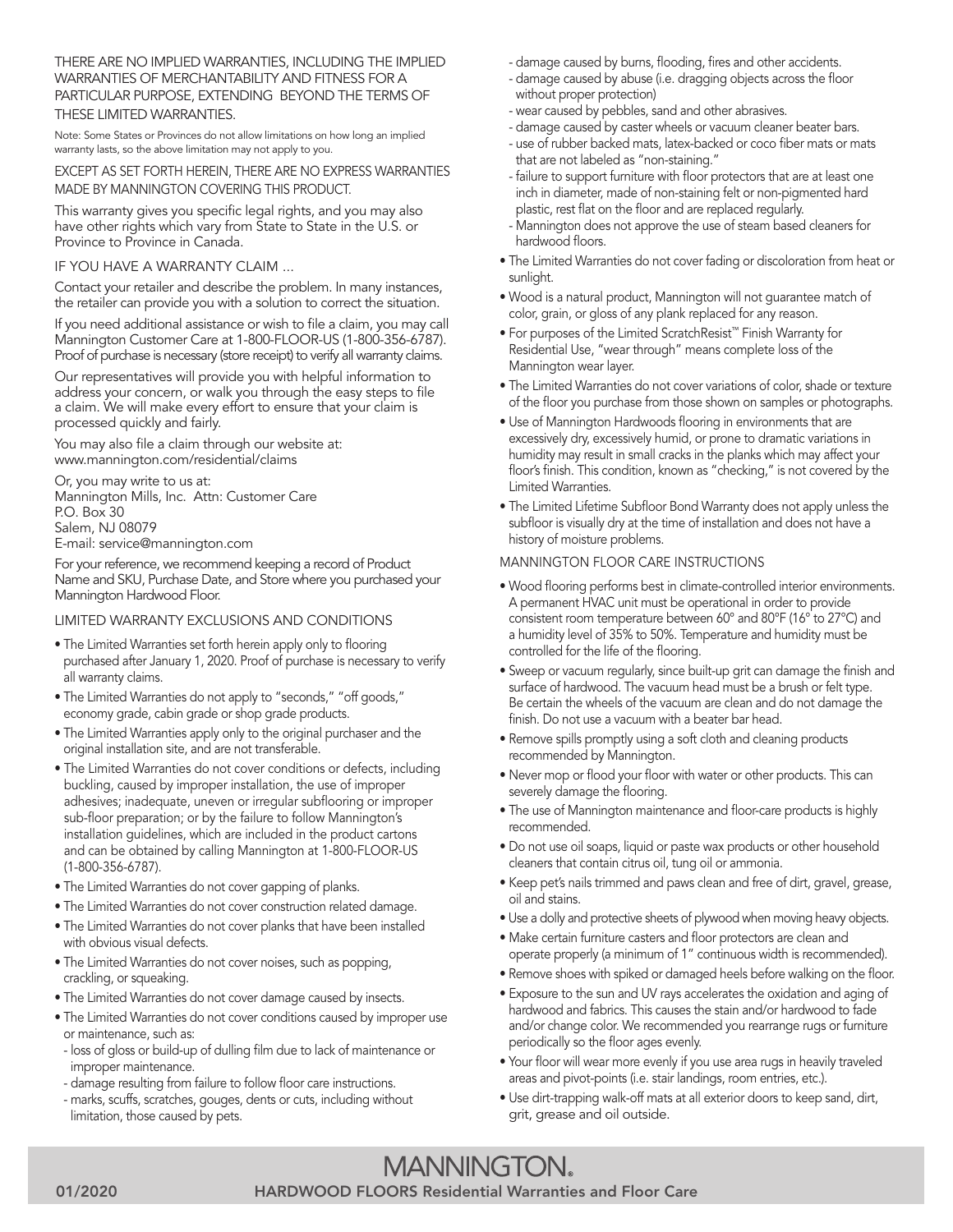THERE ARE NO IMPLIED WARRANTIES, INCLUDING THE IMPLIED WARRANTIES OF MERCHANTABILITY AND FITNESS FOR A PARTICULAR PURPOSE, EXTENDING BEYOND THE TERMS OF THESE LIMITED WARRANTIES.

Note: Some States or Provinces do not allow limitations on how long an implied warranty lasts, so the above limitation may not apply to you.

EXCEPT AS SET FORTH HEREIN, THERE ARE NO EXPRESS WARRANTIES MADE BY MANNINGTON COVERING THIS PRODUCT.

This warranty gives you specific legal rights, and you may also have other rights which vary from State to State in the U.S. or Province to Province in Canada.

## IF YOU HAVE A WARRANTY CLAIM ...

Contact your retailer and describe the problem. In many instances, the retailer can provide you with a solution to correct the situation.

If you need additional assistance or wish to file a claim, you may call Mannington Customer Care at 1-800-FLOOR-US (1-800-356-6787). Proof of purchase is necessary (store receipt) to verify all warranty claims.

Our representatives will provide you with helpful information to address your concern, or walk you through the easy steps to file a claim. We will make every effort to ensure that your claim is processed quickly and fairly.

You may also file a claim through our website at: www.mannington.com/residential/claims

Or, you may write to us at:
Mannington Mills, Inc. Attn: Customer Care
P.O. Box 30
Salem, NJ 08079
E-mail: service@mannington.com

For your reference, we recommend keeping a record of Product Name and SKU, Purchase Date, and Store where you purchased your Mannington Hardwood Floor.

## LIMITED WARRANTY EXCLUSIONS AND CONDITIONS

- The Limited Warranties set forth herein apply only to flooring purchased after January 1, 2020. Proof of purchase is necessary to verify all warranty claims.
- The Limited Warranties do not apply to "seconds," "off goods," economy grade, cabin grade or shop grade products.
- The Limited Warranties apply only to the original purchaser and the original installation site, and are not transferable.
- The Limited Warranties do not cover conditions or defects, including buckling, caused by improper installation, the use of improper adhesives; inadequate, uneven or irregular subflooring or improper sub-floor preparation; or by the failure to follow Mannington's installation guidelines, which are included in the product cartons and can be obtained by calling Mannington at 1-800-FLOOR-US (1-800-356-6787).
- The Limited Warranties do not cover gapping of planks.
- The Limited Warranties do not cover construction related damage.
- The Limited Warranties do not cover planks that have been installed with obvious visual defects.
- The Limited Warranties do not cover noises, such as popping, crackling, or squeaking.
- The Limited Warranties do not cover damage caused by insects.
- The Limited Warranties do not cover conditions caused by improper use or maintenance, such as:
  - loss of gloss or build-up of dulling film due to lack of maintenance or improper maintenance.
  - damage resulting from failure to follow floor care instructions.
  - marks, scuffs, scratches, gouges, dents or cuts, including without limitation, those caused by pets.
  - damage caused by burns, flooding, fires and other accidents.
  - damage caused by abuse (i.e. dragging objects across the floor without proper protection)
  - wear caused by pebbles, sand and other abrasives.
  - damage caused by caster wheels or vacuum cleaner beater bars.
  - use of rubber backed mats, latex-backed or coco fiber mats or mats that are not labeled as "non-staining."
  - failure to support furniture with floor protectors that are at least one inch in diameter, made of non-staining felt or non-pigmented hard plastic, rest flat on the floor and are replaced regularly.
  - Mannington does not approve the use of steam based cleaners for hardwood floors.
- The Limited Warranties do not cover fading or discoloration from heat or sunlight.
- Wood is a natural product, Mannington will not guarantee match of color, grain, or gloss of any plank replaced for any reason.
- For purposes of the Limited ScratchResist™ Finish Warranty for Residential Use, "wear through" means complete loss of the Mannington wear layer.
- The Limited Warranties do not cover variations of color, shade or texture of the floor you purchase from those shown on samples or photographs.
- Use of Mannington Hardwoods flooring in environments that are excessively dry, excessively humid, or prone to dramatic variations in humidity may result in small cracks in the planks which may affect your floor's finish. This condition, known as "checking," is not covered by the Limited Warranties.
- The Limited Lifetime Subfloor Bond Warranty does not apply unless the subfloor is visually dry at the time of installation and does not have a history of moisture problems.

## MANNINGTON FLOOR CARE INSTRUCTIONS

- Wood flooring performs best in climate-controlled interior environments. A permanent HVAC unit must be operational in order to provide consistent room temperature between 60° and 80°F (16° to 27°C) and a humidity level of 35% to 50%. Temperature and humidity must be controlled for the life of the flooring.
- Sweep or vacuum regularly, since built-up grit can damage the finish and surface of hardwood. The vacuum head must be a brush or felt type. Be certain the wheels of the vacuum are clean and do not damage the finish. Do not use a vacuum with a beater bar head.
- Remove spills promptly using a soft cloth and cleaning products recommended by Mannington.
- Never mop or flood your floor with water or other products. This can severely damage the flooring.
- The use of Mannington maintenance and floor-care products is highly recommended.
- Do not use oil soaps, liquid or paste wax products or other household cleaners that contain citrus oil, tung oil or ammonia.
- Keep pet's nails trimmed and paws clean and free of dirt, gravel, grease, oil and stains.
- Use a dolly and protective sheets of plywood when moving heavy objects.
- Make certain furniture casters and floor protectors are clean and operate properly (a minimum of 1" continuous width is recommended).
- Remove shoes with spiked or damaged heels before walking on the floor.
- Exposure to the sun and UV rays accelerates the oxidation and aging of hardwood and fabrics. This causes the stain and/or hardwood to fade and/or change color. We recommended you rearrange rugs or furniture periodically so the floor ages evenly.
- Your floor will wear more evenly if you use area rugs in heavily traveled areas and pivot-points (i.e. stair landings, room entries, etc.).
- Use dirt-trapping walk-off mats at all exterior doors to keep sand, dirt, grit, grease and oil outside.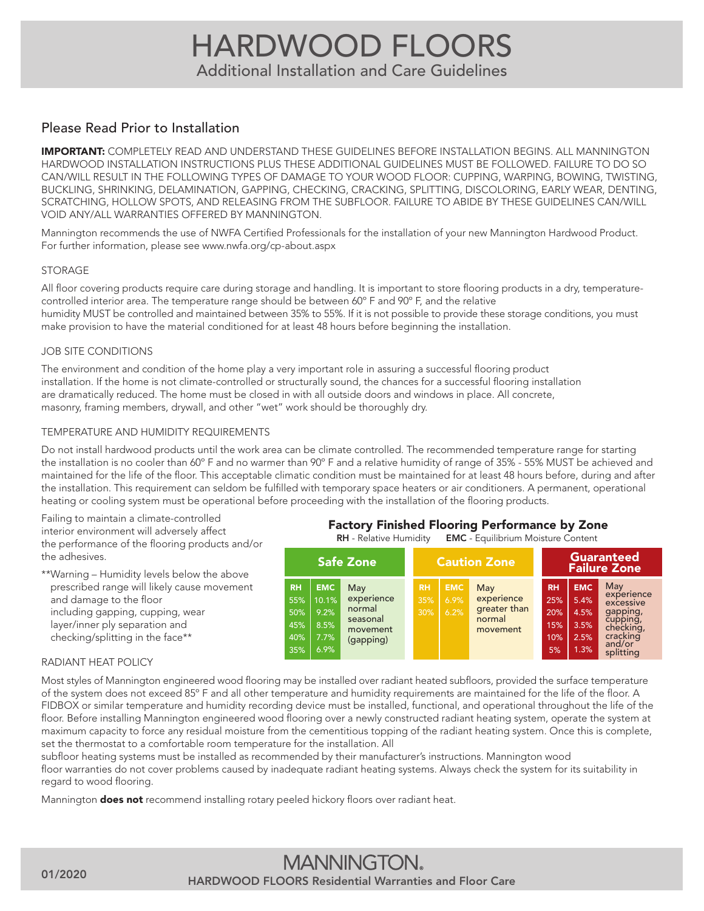// HARDWOOD FLOORS
## Additional Installation and Care Guidelines

## Please Read Prior to Installation

**IMPORTANT:** COMPLETELY READ AND UNDERSTAND THESE GUIDELINES BEFORE INSTALLATION BEGINS. ALL MANNINGTON HARDWOOD INSTALLATION INSTRUCTIONS PLUS THESE ADDITIONAL GUIDELINES MUST BE FOLLOWED. FAILURE TO DO SO CAN/WILL RESULT IN THE FOLLOWING TYPES OF DAMAGE TO YOUR WOOD FLOOR: CUPPING, WARPING, BOWING, TWISTING, BUCKLING, SHRINKING, DELAMINATION, GAPPING, CHECKING, CRACKING, SPLITTING, DISCOLORING, EARLY WEAR, DENTING, SCRATCHING, HOLLOW SPOTS, AND RELEASING FROM THE SUBFLOOR. FAILURE TO ABIDE BY THESE GUIDELINES CAN/WILL VOID ANY/ALL WARRANTIES OFFERED BY MANNINGTON.

Mannington recommends the use of NWFA Certified Professionals for the installation of your new Mannington Hardwood Product. For further information, please see www.nwfa.org/cp-about.aspx

### STORAGE

All floor covering products require care during storage and handling. It is important to store flooring products in a dry, temperature-controlled interior area. The temperature range should be between 60° F and 90° F, and the relative humidity MUST be controlled and maintained between 35% to 55%. If it is not possible to provide these storage conditions, you must make provision to have the material conditioned for at least 48 hours before beginning the installation.

### JOB SITE CONDITIONS

The environment and condition of the home play a very important role in assuring a successful flooring product installation. If the home is not climate-controlled or structurally sound, the chances for a successful flooring installation are dramatically reduced. The home must be closed in with all outside doors and windows in place. All concrete, masonry, framing members, drywall, and other "wet" work should be thoroughly dry.

### TEMPERATURE AND HUMIDITY REQUIREMENTS

Do not install hardwood products until the work area can be climate controlled. The recommended temperature range for starting the installation is no cooler than 60° F and no warmer than 90° F and a relative humidity of range of 35% - 55% MUST be achieved and maintained for the life of the floor. This acceptable climatic condition must be maintained for at least 48 hours before, during and after the installation. This requirement can seldom be fulfilled with temporary space heaters or air conditioners. A permanent, operational heating or cooling system must be operational before proceeding with the installation of the flooring products.

Failing to maintain a climate-controlled interior environment will adversely affect the performance of the flooring products and/or the adhesives.

**Warning – Humidity levels below the above prescribed range will likely cause movement and damage to the floor including gapping, cupping, wear layer/inner ply separation and checking/splitting in the face**

### Factory Finished Flooring Performance by Zone

**RH** - Relative Humidity **EMC** - Equilibrium Moisture Content

| Safe Zone | | | Caution Zone | | | Guaranteed Failure Zone | | |
|---|---|---|---|---|---|---|---|---|
| **RH** | **EMC** | | **RH** | **EMC** | | **RH** | **EMC** | |
| 55% | 10.1% | May experience normal seasonal movement (gapping) | 35% | 6.9% | May experience greater than normal movement | 25% | 5.4% | May experience excessive gapping, cupping, checking, cracking and/or splitting |
| 50% | 9.2% | | 30% | 6.2% | | 20% | 4.5% | |
| 45% | 8.5% | | | | | 15% | 3.5% | |
| 40% | 7.7% | | | | | 10% | 2.5% | |
| 35% | 6.9% | | | | | 5% | 1.3% | |

### RADIANT HEAT POLICY

Most styles of Mannington engineered wood flooring may be installed over radiant heated subfloors, provided the surface temperature of the system does not exceed 85° F and all other temperature and humidity requirements are maintained for the life of the floor. A FIDBOX or similar temperature and humidity recording device must be installed, functional, and operational throughout the life of the floor. Before installing Mannington engineered wood flooring over a newly constructed radiant heating system, operate the system at maximum capacity to force any residual moisture from the cementitious topping of the radiant heating system. Once this is complete, set the thermostat to a comfortable room temperature for the installation. All subfloor heating systems must be installed as recommended by their manufacturer's instructions. Mannington wood floor warranties do not cover problems caused by inadequate radiant heating systems. Always check the system for its suitability in regard to wood flooring.

Mannington **does not** recommend installing rotary peeled hickory floors over radiant heat.